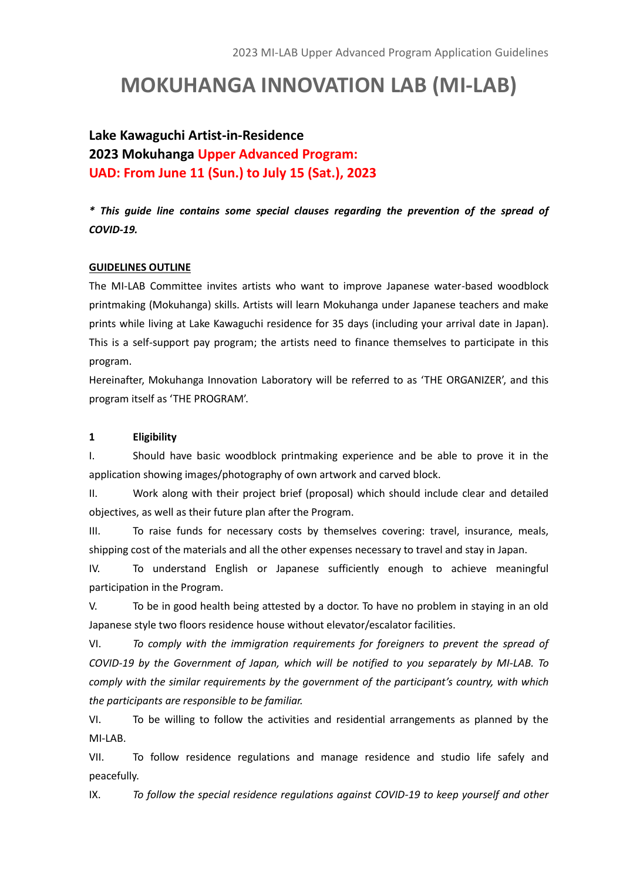# MOKUHANGA INNOVATION LAB (MI-LAB)

**Lake Kawaguchi Artist-in-Residence**
**2023 Mokuhanga Upper Advanced Program:**
**UAD: From June 11 (Sun.) to July 15 (Sat.), 2023**

***\* This guide line contains some special clauses regarding the prevention of the spread of COVID-19.***

**GUIDELINES OUTLINE**

The MI-LAB Committee invites artists who want to improve Japanese water-based woodblock printmaking (Mokuhanga) skills. Artists will learn Mokuhanga under Japanese teachers and make prints while living at Lake Kawaguchi residence for 35 days (including your arrival date in Japan). This is a self-support pay program; the artists need to finance themselves to participate in this program.
Hereinafter, Mokuhanga Innovation Laboratory will be referred to as 'THE ORGANIZER', and this program itself as 'THE PROGRAM'.

**1 Eligibility**

I. Should have basic woodblock printmaking experience and be able to prove it in the application showing images/photography of own artwork and carved block.

II. Work along with their project brief (proposal) which should include clear and detailed objectives, as well as their future plan after the Program.

III. To raise funds for necessary costs by themselves covering: travel, insurance, meals, shipping cost of the materials and all the other expenses necessary to travel and stay in Japan.

IV. To understand English or Japanese sufficiently enough to achieve meaningful participation in the Program.

V. To be in good health being attested by a doctor. To have no problem in staying in an old Japanese style two floors residence house without elevator/escalator facilities.

VI. *To comply with the immigration requirements for foreigners to prevent the spread of COVID-19 by the Government of Japan, which will be notified to you separately by MI-LAB. To comply with the similar requirements by the government of the participant's country, with which the participants are responsible to be familiar.*

VI. To be willing to follow the activities and residential arrangements as planned by the MI-LAB.

VII. To follow residence regulations and manage residence and studio life safely and peacefully.

IX. *To follow the special residence regulations against COVID-19 to keep yourself and other*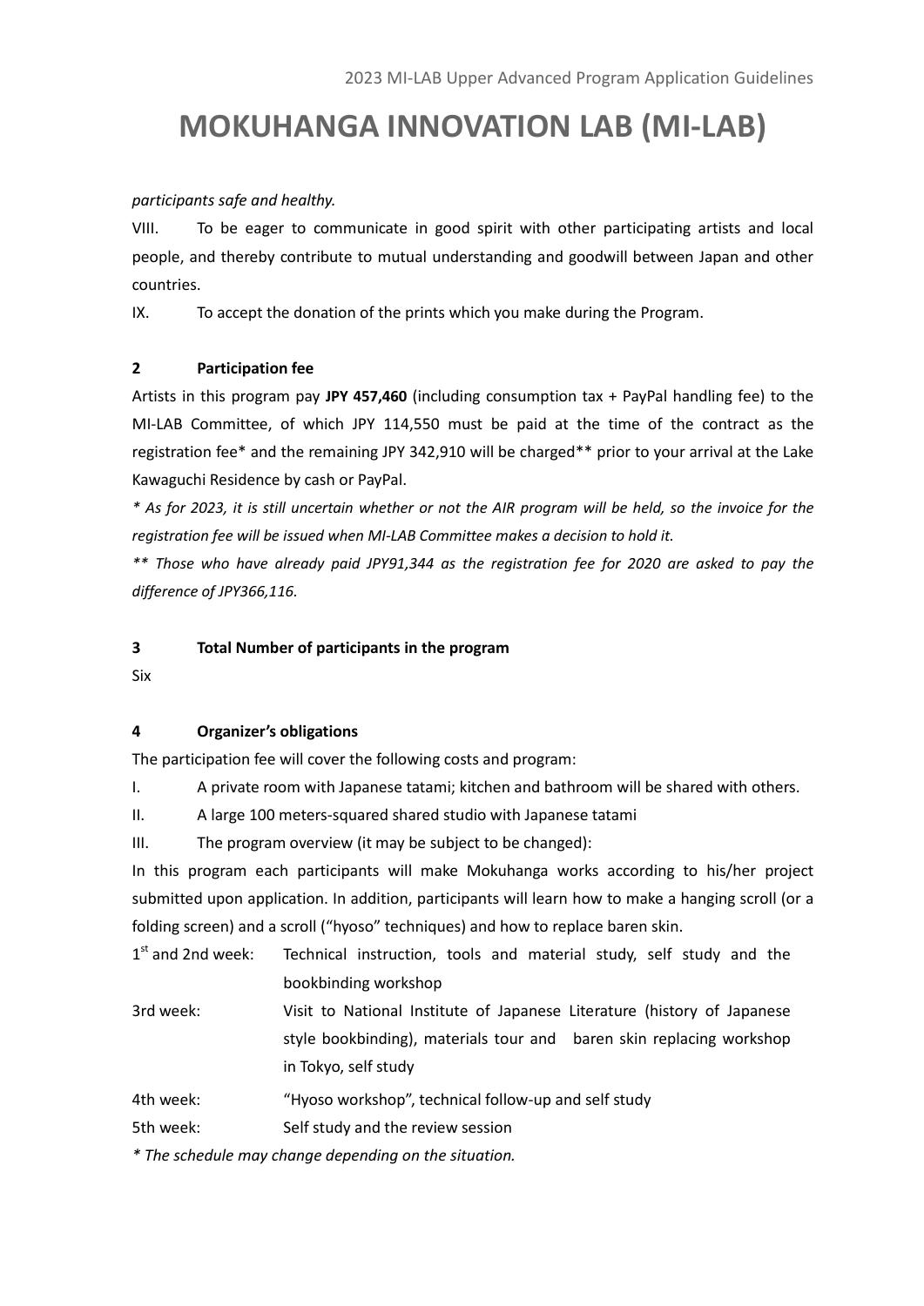# MOKUHANGA INNOVATION LAB (MI-LAB)

*participants safe and healthy.*

VIII. To be eager to communicate in good spirit with other participating artists and local people, and thereby contribute to mutual understanding and goodwill between Japan and other countries.

IX. To accept the donation of the prints which you make during the Program.

## 2 Participation fee

Artists in this program pay **JPY 457,460** (including consumption tax + PayPal handling fee) to the MI-LAB Committee, of which JPY 114,550 must be paid at the time of the contract as the registration fee* and the remaining JPY 342,910 will be charged** prior to your arrival at the Lake Kawaguchi Residence by cash or PayPal.

*\* As for 2023, it is still uncertain whether or not the AIR program will be held, so the invoice for the registration fee will be issued when MI-LAB Committee makes a decision to hold it.*

*\*\* Those who have already paid JPY91,344 as the registration fee for 2020 are asked to pay the difference of JPY366,116.*

## 3 Total Number of participants in the program

Six

## 4 Organizer's obligations

The participation fee will cover the following costs and program:

I. A private room with Japanese tatami; kitchen and bathroom will be shared with others.

II. A large 100 meters-squared shared studio with Japanese tatami

III. The program overview (it may be subject to be changed):

In this program each participants will make Mokuhanga works according to his/her project submitted upon application. In addition, participants will learn how to make a hanging scroll (or a folding screen) and a scroll ("hyoso" techniques) and how to replace baren skin.

| | |
|---|---|
| 1st and 2nd week: | Technical instruction, tools and material study, self study and the bookbinding workshop |
| 3rd week: | Visit to National Institute of Japanese Literature (history of Japanese style bookbinding), materials tour and baren skin replacing workshop in Tokyo, self study |
| 4th week: | "Hyoso workshop", technical follow-up and self study |
| 5th week: | Self study and the review session |

*\* The schedule may change depending on the situation.*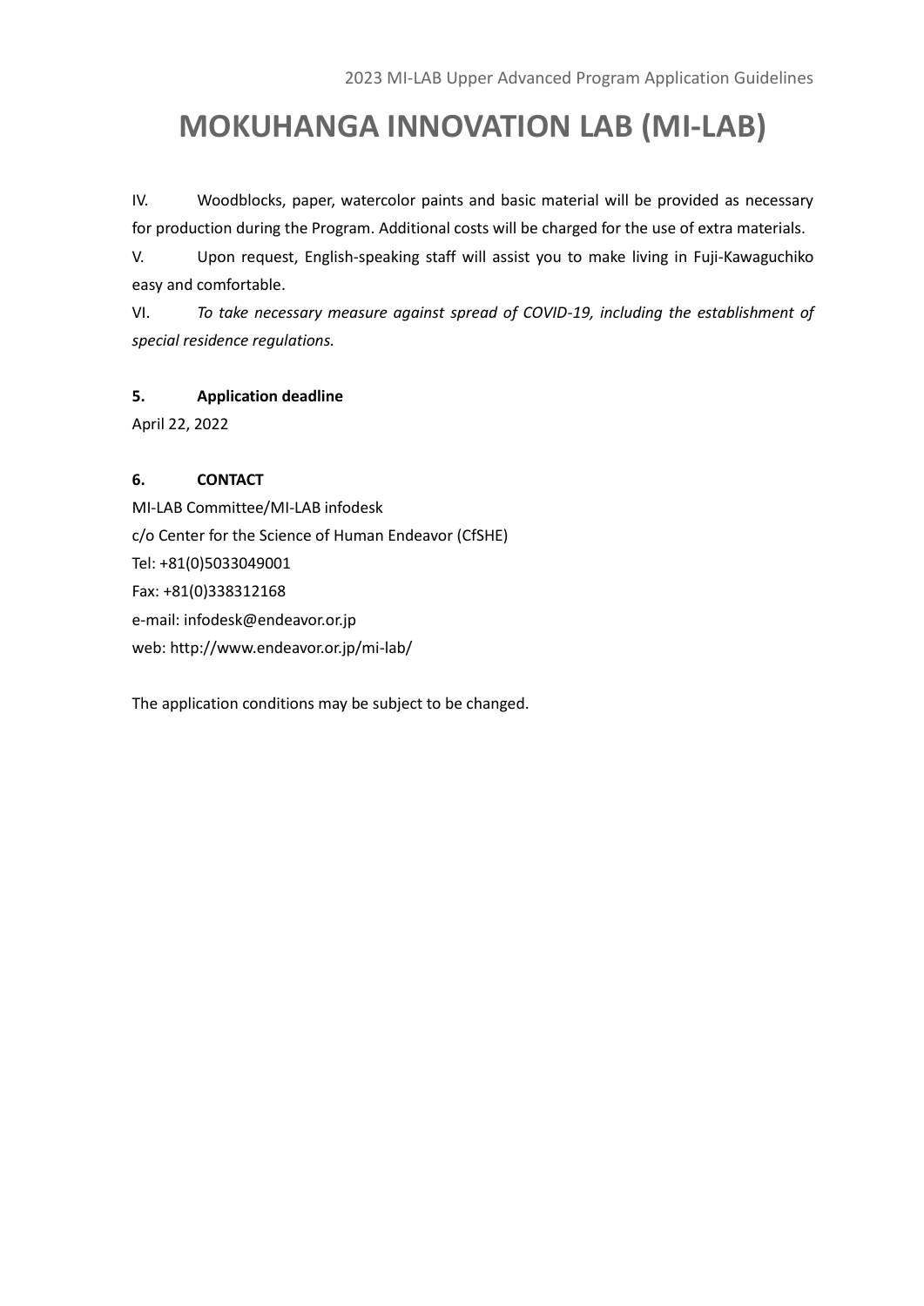# MOKUHANGA INNOVATION LAB (MI-LAB)

IV. Woodblocks, paper, watercolor paints and basic material will be provided as necessary for production during the Program. Additional costs will be charged for the use of extra materials.

V. Upon request, English-speaking staff will assist you to make living in Fuji-Kawaguchiko easy and comfortable.

VI. *To take necessary measure against spread of COVID-19, including the establishment of special residence regulations.*

**5. Application deadline**

April 22, 2022

**6. CONTACT**

MI-LAB Committee/MI-LAB infodesk
c/o Center for the Science of Human Endeavor (CfSHE)
Tel: +81(0)5033049001
Fax: +81(0)338312168
e-mail: infodesk@endeavor.or.jp
web: http://www.endeavor.or.jp/mi-lab/

The application conditions may be subject to be changed.